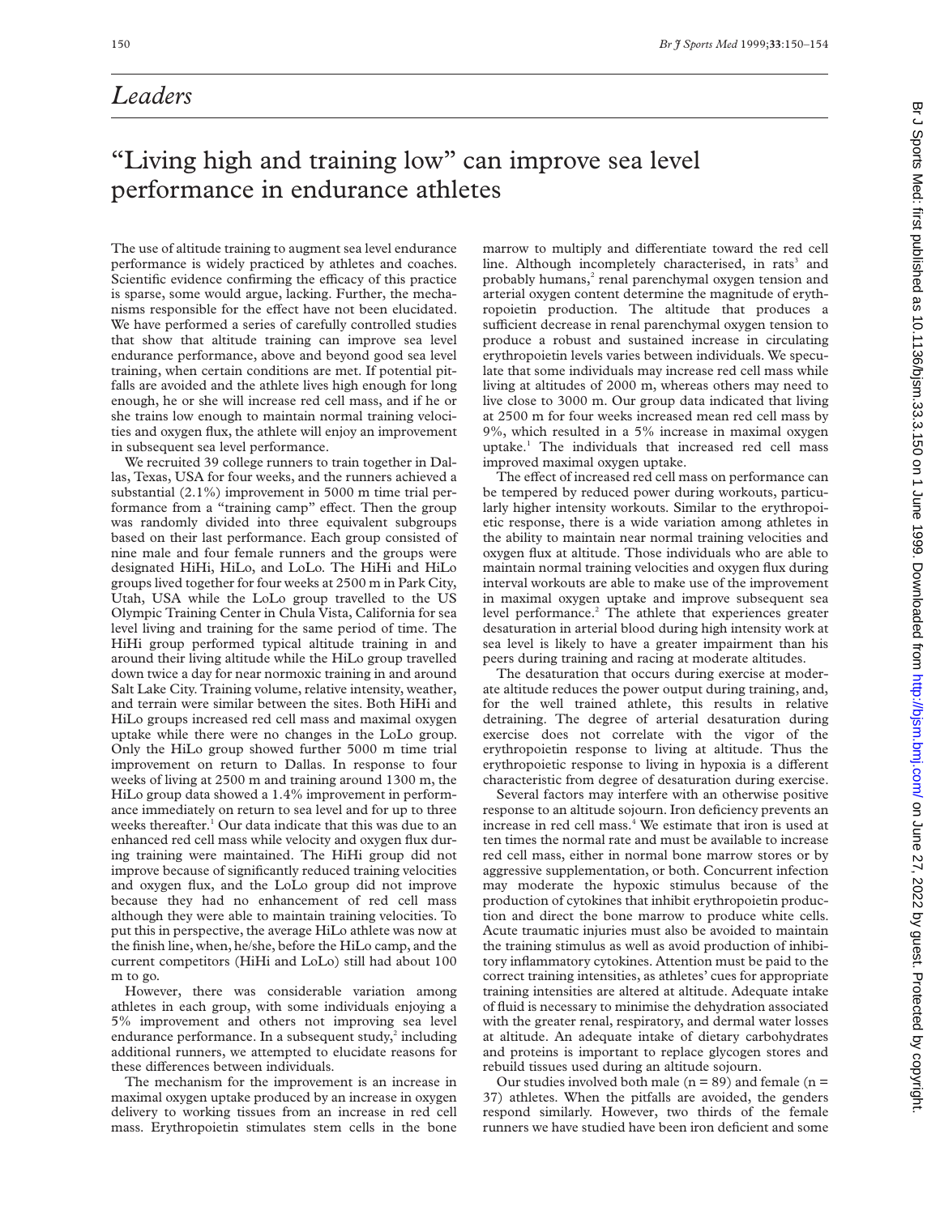## Leaders

# "Living high and training low" can improve sea level performance in endurance athletes

The use of altitude training to augment sea level endurance performance is widely practiced by athletes and coaches. Scientific evidence confirming the efficacy of this practice is sparse, some would argue, lacking. Further, the mechanisms responsible for the effect have not been elucidated. We have performed a series of carefully controlled studies that show that altitude training can improve sea level endurance performance, above and beyond good sea level training, when certain conditions are met. If potential pitfalls are avoided and the athlete lives high enough for long enough, he or she will increase red cell mass, and if he or she trains low enough to maintain normal training velocities and oxygen flux, the athlete will enjoy an improvement in subsequent sea level performance.

We recruited 39 college runners to train together in Dallas, Texas, USA for four weeks, and the runners achieved a substantial (2.1%) improvement in 5000 m time trial performance from a "training camp" effect. Then the group was randomly divided into three equivalent subgroups based on their last performance. Each group consisted of nine male and four female runners and the groups were designated HiHi, HiLo, and LoLo. The HiHi and HiLo groups lived together for four weeks at 2500 m in Park City, Utah, USA while the LoLo group travelled to the US Olympic Training Center in Chula Vista, California for sea level living and training for the same period of time. The HiHi group performed typical altitude training in and around their living altitude while the HiLo group travelled down twice a day for near normoxic training in and around Salt Lake City. Training volume, relative intensity, weather, and terrain were similar between the sites. Both HiHi and HiLo groups increased red cell mass and maximal oxygen uptake while there were no changes in the LoLo group. Only the HiLo group showed further 5000 m time trial improvement on return to Dallas. In response to four weeks of living at 2500 m and training around 1300 m, the HiLo group data showed a 1.4% improvement in performance immediately on return to sea level and for up to three weeks thereafter.[1] Our data indicate that this was due to an enhanced red cell mass while velocity and oxygen flux during training were maintained. The HiHi group did not improve because of significantly reduced training velocities and oxygen flux, and the LoLo group did not improve because they had no enhancement of red cell mass although they were able to maintain training velocities. To put this in perspective, the average HiLo athlete was now at the finish line, when, he/she, before the HiLo camp, and the current competitors (HiHi and LoLo) still had about 100 m to go.

However, there was considerable variation among athletes in each group, with some individuals enjoying a 5% improvement and others not improving sea level endurance performance. In a subsequent study,[2] including additional runners, we attempted to elucidate reasons for these differences between individuals.

The mechanism for the improvement is an increase in maximal oxygen uptake produced by an increase in oxygen delivery to working tissues from an increase in red cell mass. Erythropoietin stimulates stem cells in the bone marrow to multiply and differentiate toward the red cell line. Although incompletely characterised, in rats[3] and probably humans,[2] renal parenchymal oxygen tension and arterial oxygen content determine the magnitude of erythropoietin production. The altitude that produces a sufficient decrease in renal parenchymal oxygen tension to produce a robust and sustained increase in circulating erythropoietin levels varies between individuals. We speculate that some individuals may increase red cell mass while living at altitudes of 2000 m, whereas others may need to live close to 3000 m. Our group data indicated that living at 2500 m for four weeks increased mean red cell mass by 9%, which resulted in a 5% increase in maximal oxygen uptake.[1] The individuals that increased red cell mass improved maximal oxygen uptake.

The effect of increased red cell mass on performance can be tempered by reduced power during workouts, particularly higher intensity workouts. Similar to the erythropoietic response, there is a wide variation among athletes in the ability to maintain near normal training velocities and oxygen flux at altitude. Those individuals who are able to maintain normal training velocities and oxygen flux during interval workouts are able to make use of the improvement in maximal oxygen uptake and improve subsequent sea level performance.[2] The athlete that experiences greater desaturation in arterial blood during high intensity work at sea level is likely to have a greater impairment than his peers during training and racing at moderate altitudes.

The desaturation that occurs during exercise at moderate altitude reduces the power output during training, and, for the well trained athlete, this results in relative detraining. The degree of arterial desaturation during exercise does not correlate with the vigor of the erythropoietin response to living at altitude. Thus the erythropoietic response to living in hypoxia is a different characteristic from degree of desaturation during exercise.

Several factors may interfere with an otherwise positive response to an altitude sojourn. Iron deficiency prevents an increase in red cell mass.[4] We estimate that iron is used at ten times the normal rate and must be available to increase red cell mass, either in normal bone marrow stores or by aggressive supplementation, or both. Concurrent infection may moderate the hypoxic stimulus because of the production of cytokines that inhibit erythropoietin production and direct the bone marrow to produce white cells. Acute traumatic injuries must also be avoided to maintain the training stimulus as well as avoid production of inhibitory inflammatory cytokines. Attention must be paid to the correct training intensities, as athletes' cues for appropriate training intensities are altered at altitude. Adequate intake of fluid is necessary to minimise the dehydration associated with the greater renal, respiratory, and dermal water losses at altitude. An adequate intake of dietary carbohydrates and proteins is important to replace glycogen stores and rebuild tissues used during an altitude sojourn.

Our studies involved both male ($n = 89$) and female ($n = 37$) athletes. When the pitfalls are avoided, the genders respond similarly. However, two thirds of the female runners we have studied have been iron deficient and some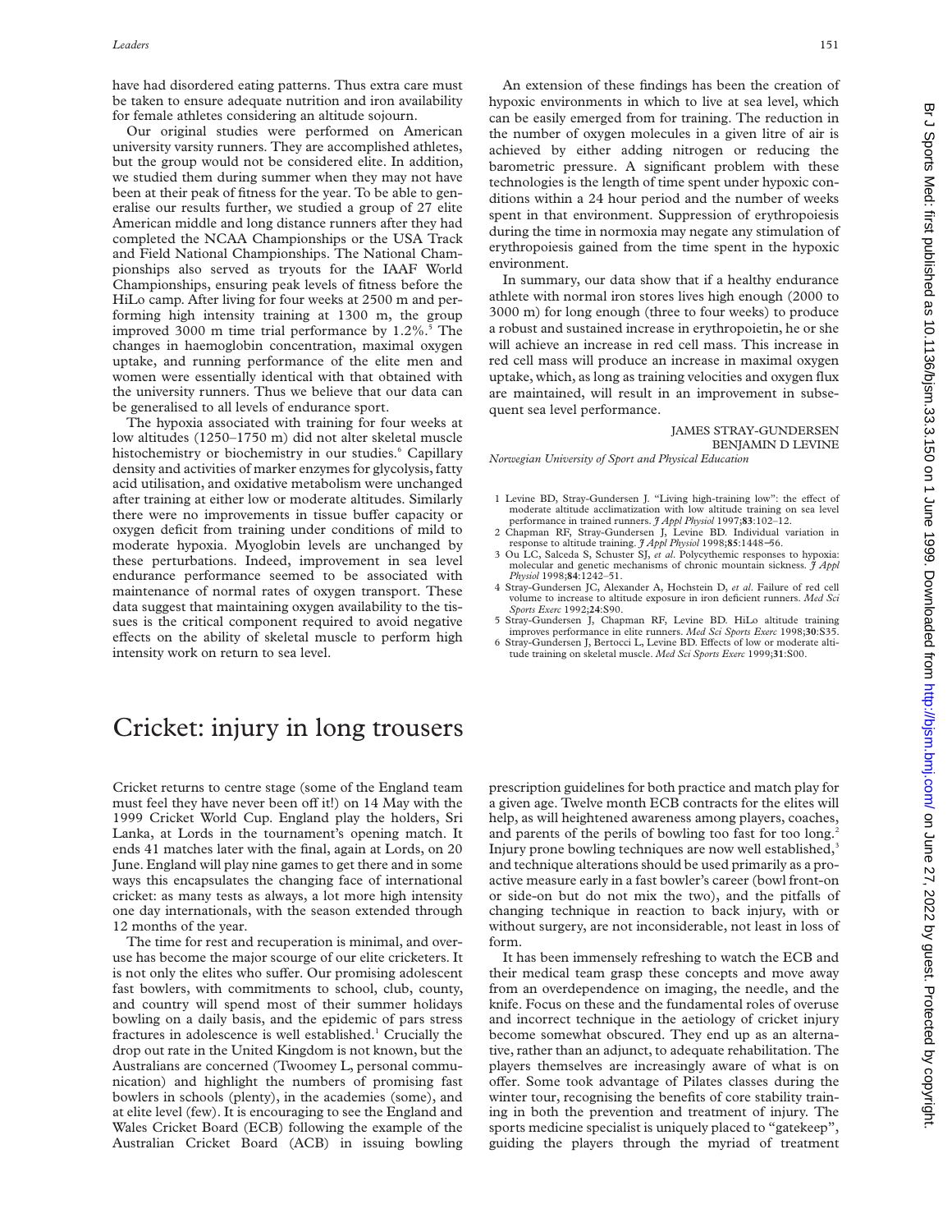have had disordered eating patterns. Thus extra care must be taken to ensure adequate nutrition and iron availability for female athletes considering an altitude sojourn.

Our original studies were performed on American university varsity runners. They are accomplished athletes, but the group would not be considered elite. In addition, we studied them during summer when they may not have been at their peak of fitness for the year. To be able to generalise our results further, we studied a group of 27 elite American middle and long distance runners after they had completed the NCAA Championships or the USA Track and Field National Championships. The National Championships also served as tryouts for the IAAF World Championships, ensuring peak levels of fitness before the HiLo camp. After living for four weeks at 2500 m and performing high intensity training at 1300 m, the group improved 3000 m time trial performance by 1.2%.[5] The changes in haemoglobin concentration, maximal oxygen uptake, and running performance of the elite men and women were essentially identical with that obtained with the university runners. Thus we believe that our data can be generalised to all levels of endurance sport.

The hypoxia associated with training for four weeks at low altitudes (1250–1750 m) did not alter skeletal muscle histochemistry or biochemistry in our studies.[6] Capillary density and activities of marker enzymes for glycolysis, fatty acid utilisation, and oxidative metabolism were unchanged after training at either low or moderate altitudes. Similarly there were no improvements in tissue buffer capacity or oxygen deficit from training under conditions of mild to moderate hypoxia. Myoglobin levels are unchanged by these perturbations. Indeed, improvement in sea level endurance performance seemed to be associated with maintenance of normal rates of oxygen transport. These data suggest that maintaining oxygen availability to the tissues is the critical component required to avoid negative effects on the ability of skeletal muscle to perform high intensity work on return to sea level.

An extension of these findings has been the creation of hypoxic environments in which to live at sea level, which can be easily emerged from for training. The reduction in the number of oxygen molecules in a given litre of air is achieved by either adding nitrogen or reducing the barometric pressure. A significant problem with these technologies is the length of time spent under hypoxic conditions within a 24 hour period and the number of weeks spent in that environment. Suppression of erythropoiesis during the time in normoxia may negate any stimulation of erythropoiesis gained from the time spent in the hypoxic environment.

In summary, our data show that if a healthy endurance athlete with normal iron stores lives high enough (2000 to 3000 m) for long enough (three to four weeks) to produce a robust and sustained increase in erythropoietin, he or she will achieve an increase in red cell mass. This increase in red cell mass will produce an increase in maximal oxygen uptake, which, as long as training velocities and oxygen flux are maintained, will result in an improvement in subsequent sea level performance.

JAMES STRAY-GUNDERSEN
BENJAMIN D LEVINE
*Norwegian University of Sport and Physical Education*

1 Levine BD, Stray-Gundersen J. "Living high-training low": the effect of moderate altitude acclimatization with low altitude training on sea level performance in trained runners. *J Appl Physiol* 1997;**83**:102–12.
2 Chapman RF, Stray-Gundersen J, Levine BD. Individual variation in response to altitude training. *J Appl Physiol* 1998;**85**:1448–56.
3 Ou LC, Salceda S, Schuster SJ, *et al*. Polycythemic responses to hypoxia: molecular and genetic mechanisms of chronic mountain sickness. *J Appl Physiol* 1998;**84**:1242–51.
4 Stray-Gundersen JC, Alexander A, Hochstein D, *et al*. Failure of red cell volume to increase to altitude exposure in iron deficient runners. *Med Sci Sports Exerc* 1992;**24**:S90.
5 Stray-Gundersen J, Chapman RF, Levine BD. HiLo altitude training improves performance in elite runners. *Med Sci Sports Exerc* 1998;**30**:S35.
6 Stray-Gundersen J, Bertocci L, Levine BD. Effects of low or moderate altitude training on skeletal muscle. *Med Sci Sports Exerc* 1999;**31**:S00.

# Cricket: injury in long trousers

Cricket returns to centre stage (some of the England team must feel they have never been off it!) on 14 May with the 1999 Cricket World Cup. England play the holders, Sri Lanka, at Lords in the tournament's opening match. It ends 41 matches later with the final, again at Lords, on 20 June. England will play nine games to get there and in some ways this encapsulates the changing face of international cricket: as many tests as always, a lot more high intensity one day internationals, with the season extended through 12 months of the year.

The time for rest and recuperation is minimal, and overuse has become the major scourge of our elite cricketers. It is not only the elites who suffer. Our promising adolescent fast bowlers, with commitments to school, club, county, and country will spend most of their summer holidays bowling on a daily basis, and the epidemic of pars stress fractures in adolescence is well established.[1] Crucially the drop out rate in the United Kingdom is not known, but the Australians are concerned (Twoomey L, personal communication) and highlight the numbers of promising fast bowlers in schools (plenty), in the academies (some), and at elite level (few). It is encouraging to see the England and Wales Cricket Board (ECB) following the example of the Australian Cricket Board (ACB) in issuing bowling prescription guidelines for both practice and match play for a given age. Twelve month ECB contracts for the elites will help, as will heightened awareness among players, coaches, and parents of the perils of bowling too fast for too long.[2] Injury prone bowling techniques are now well established,[3] and technique alterations should be used primarily as a proactive measure early in a fast bowler's career (bowl front-on or side-on but do not mix the two), and the pitfalls of changing technique in reaction to back injury, with or without surgery, are not inconsiderable, not least in loss of form.

It has been immensely refreshing to watch the ECB and their medical team grasp these concepts and move away from an overdependence on imaging, the needle, and the knife. Focus on these and the fundamental roles of overuse and incorrect technique in the aetiology of cricket injury become somewhat obscured. They end up as an alternative, rather than an adjunct, to adequate rehabilitation. The players themselves are increasingly aware of what is on offer. Some took advantage of Pilates classes during the winter tour, recognising the benefits of core stability training in both the prevention and treatment of injury. The sports medicine specialist is uniquely placed to "gatekeep", guiding the players through the myriad of treatment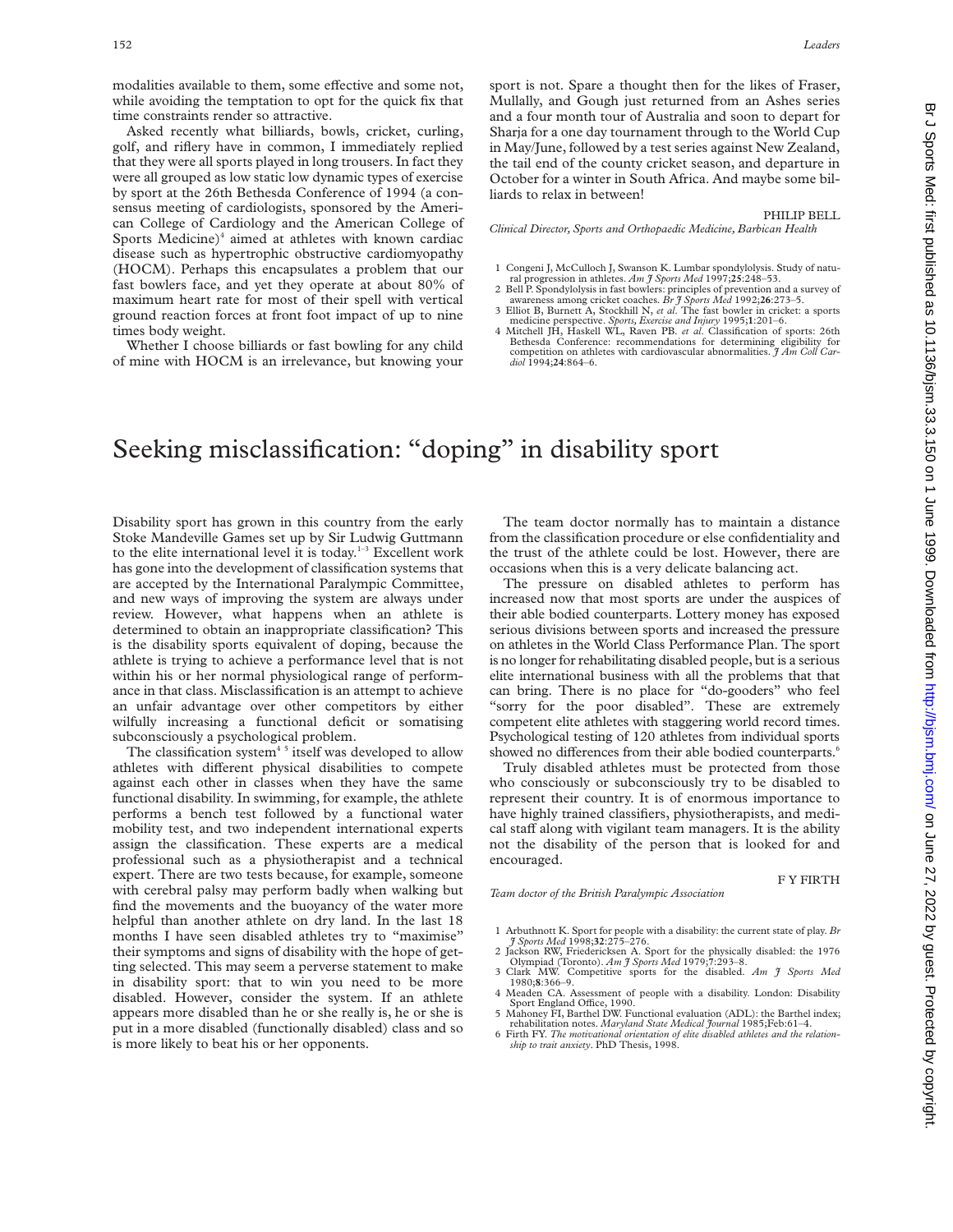modalities available to them, some effective and some not, while avoiding the temptation to opt for the quick fix that time constraints render so attractive.

Asked recently what billiards, bowls, cricket, curling, golf, and riflery have in common, I immediately replied that they were all sports played in long trousers. In fact they were all grouped as low static low dynamic types of exercise by sport at the 26th Bethesda Conference of 1994 (a consensus meeting of cardiologists, sponsored by the American College of Cardiology and the American College of Sports Medicine)[4] aimed at athletes with known cardiac disease such as hypertrophic obstructive cardiomyopathy (HOCM). Perhaps this encapsulates a problem that our fast bowlers face, and yet they operate at about 80% of maximum heart rate for most of their spell with vertical ground reaction forces at front foot impact of up to nine times body weight.

Whether I choose billiards or fast bowling for any child of mine with HOCM is an irrelevance, but knowing your sport is not. Spare a thought then for the likes of Fraser, Mullally, and Gough just returned from an Ashes series and a four month tour of Australia and soon to depart for Sharja for a one day tournament through to the World Cup in May/June, followed by a test series against New Zealand, the tail end of the county cricket season, and departure in October for a winter in South Africa. And maybe some billiards to relax in between!

PHILIP BELL

*Clinical Director, Sports and Orthopaedic Medicine, Barbican Health*

1 Congeni J, McCulloch J, Swanson K. Lumbar spondylolysis. Study of natural progression in athletes. *Am J Sports Med* 1997;**25**:248–53.
2 Bell P. Spondylolysis in fast bowlers: principles of prevention and a survey of awareness among cricket coaches. *Br J Sports Med* 1992;**26**:273–5.
3 Elliot B, Burnett A, Stockhill N, *et al*. The fast bowler in cricket: a sports medicine perspective. *Sports, Exercise and Injury* 1995;**1**:201–6.
4 Mitchell JH, Haskell WL, Raven PB. *et al*. Classification of sports: 26th Bethesda Conference: recommendations for determining eligibility for competition on athletes with cardiovascular abnormalities. *J Am Coll Cardiol* 1994;**24**:864–6.

# Seeking misclassification: "doping" in disability sport

Disability sport has grown in this country from the early Stoke Mandeville Games set up by Sir Ludwig Guttmann to the elite international level it is today.[1–3] Excellent work has gone into the development of classification systems that are accepted by the International Paralympic Committee, and new ways of improving the system are always under review. However, what happens when an athlete is determined to obtain an inappropriate classification? This is the disability sports equivalent of doping, because the athlete is trying to achieve a performance level that is not within his or her normal physiological range of performance in that class. Misclassification is an attempt to achieve an unfair advantage over other competitors by either wilfully increasing a functional deficit or somatising subconsciously a psychological problem.

The classification system[4 5] itself was developed to allow athletes with different physical disabilities to compete against each other in classes when they have the same functional disability. In swimming, for example, the athlete performs a bench test followed by a functional water mobility test, and two independent international experts assign the classification. These experts are a medical professional such as a physiotherapist and a technical expert. There are two tests because, for example, someone with cerebral palsy may perform badly when walking but find the movements and the buoyancy of the water more helpful than another athlete on dry land. In the last 18 months I have seen disabled athletes try to "maximise" their symptoms and signs of disability with the hope of getting selected. This may seem a perverse statement to make in disability sport: that to win you need to be more disabled. However, consider the system. If an athlete appears more disabled than he or she really is, he or she is put in a more disabled (functionally disabled) class and so is more likely to beat his or her opponents.

The team doctor normally has to maintain a distance from the classification procedure or else confidentiality and the trust of the athlete could be lost. However, there are occasions when this is a very delicate balancing act.

The pressure on disabled athletes to perform has increased now that most sports are under the auspices of their able bodied counterparts. Lottery money has exposed serious divisions between sports and increased the pressure on athletes in the World Class Performance Plan. The sport is no longer for rehabilitating disabled people, but is a serious elite international business with all the problems that that can bring. There is no place for "do-gooders" who feel "sorry for the poor disabled". These are extremely competent elite athletes with staggering world record times. Psychological testing of 120 athletes from individual sports showed no differences from their able bodied counterparts.[6]

Truly disabled athletes must be protected from those who consciously or subconsciously try to be disabled to represent their country. It is of enormous importance to have highly trained classifiers, physiotherapists, and medical staff along with vigilant team managers. It is the ability not the disability of the person that is looked for and encouraged.

F Y FIRTH

*Team doctor of the British Paralympic Association*

1 Arbuthnott K. Sport for people with a disability: the current state of play. *Br J Sports Med* 1998;**32**:275–276.
2 Jackson RW, Friedericksen A. Sport for the physically disabled: the 1976 Olympiad (Toronto). *Am J Sports Med* 1979;**7**:293–8.
3 Clark MW. Competitive sports for the disabled. *Am J Sports Med* 1980;**8**:366–9.
4 Meaden CA. Assessment of people with a disability. London: Disability Sport England Office, 1990.
5 Mahoney FI, Barthel DW. Functional evaluation (ADL): the Barthel index; rehabilitation notes. *Maryland State Medical Journal* 1985;Feb:61–4.
6 Firth FY. *The motivational orientation of elite disabled athletes and the relationship to trait anxiety*. PhD Thesis, 1998.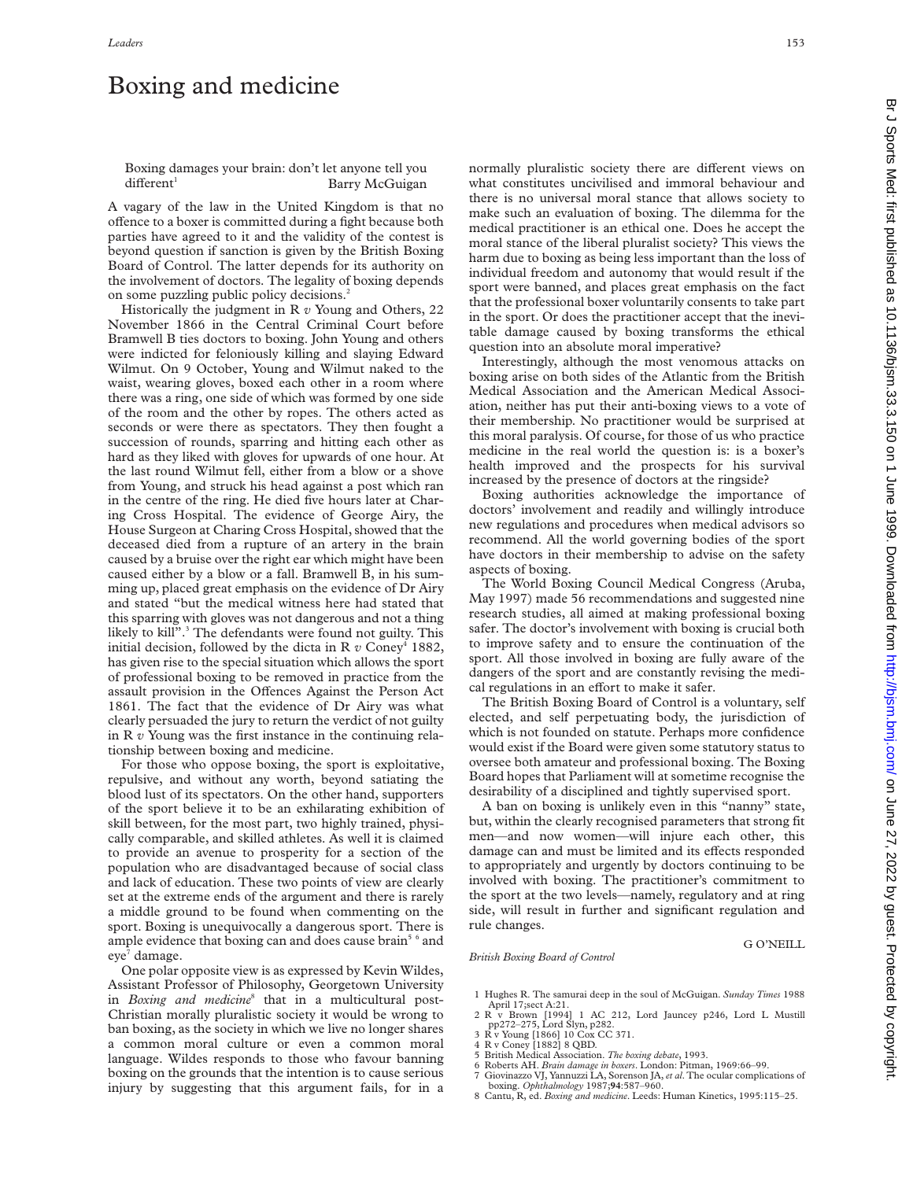# Boxing and medicine

> Boxing damages your brain: don't let anyone tell you different[1] — Barry McGuigan

A vagary of the law in the United Kingdom is that no offence to a boxer is committed during a fight because both parties have agreed to it and the validity of the contest is beyond question if sanction is given by the British Boxing Board of Control. The latter depends for its authority on the involvement of doctors. The legality of boxing depends on some puzzling public policy decisions.[2]

Historically the judgment in R *v* Young and Others, 22 November 1866 in the Central Criminal Court before Bramwell B ties doctors to boxing. John Young and others were indicted for feloniously killing and slaying Edward Wilmut. On 9 October, Young and Wilmut naked to the waist, wearing gloves, boxed each other in a room where there was a ring, one side of which was formed by one side of the room and the other by ropes. The others acted as seconds or were there as spectators. They then fought a succession of rounds, sparring and hitting each other as hard as they liked with gloves for upwards of one hour. At the last round Wilmut fell, either from a blow or a shove from Young, and struck his head against a post which ran in the centre of the ring. He died five hours later at Charing Cross Hospital. The evidence of George Airy, the House Surgeon at Charing Cross Hospital, showed that the deceased died from a rupture of an artery in the brain caused by a bruise over the right ear which might have been caused either by a blow or a fall. Bramwell B, in his summing up, placed great emphasis on the evidence of Dr Airy and stated "but the medical witness here had stated that this sparring with gloves was not dangerous and not a thing likely to kill".[3] The defendants were found not guilty. This initial decision, followed by the dicta in R *v* Coney[4] 1882, has given rise to the special situation which allows the sport of professional boxing to be removed in practice from the assault provision in the Offences Against the Person Act 1861. The fact that the evidence of Dr Airy was what clearly persuaded the jury to return the verdict of not guilty in R *v* Young was the first instance in the continuing relationship between boxing and medicine.

For those who oppose boxing, the sport is exploitative, repulsive, and without any worth, beyond satiating the blood lust of its spectators. On the other hand, supporters of the sport believe it to be an exhilarating exhibition of skill between, for the most part, two highly trained, physically comparable, and skilled athletes. As well it is claimed to provide an avenue to prosperity for a section of the population who are disadvantaged because of social class and lack of education. These two points of view are clearly set at the extreme ends of the argument and there is rarely a middle ground to be found when commenting on the sport. Boxing is unequivocally a dangerous sport. There is ample evidence that boxing can and does cause brain[5,6] and eye[7] damage.

One polar opposite view is as expressed by Kevin Wildes, Assistant Professor of Philosophy, Georgetown University in *Boxing and medicine*[8] that in a multicultural post-Christian morally pluralistic society it would be wrong to ban boxing, as the society in which we live no longer shares a common moral culture or even a common moral language. Wildes responds to those who favour banning boxing on the grounds that the intention is to cause serious injury by suggesting that this argument fails, for in a normally pluralistic society there are different views on what constitutes uncivilised and immoral behaviour and there is no universal moral stance that allows society to make such an evaluation of boxing. The dilemma for the medical practitioner is an ethical one. Does he accept the moral stance of the liberal pluralist society? This views the harm due to boxing as being less important than the loss of individual freedom and autonomy that would result if the sport were banned, and places great emphasis on the fact that the professional boxer voluntarily consents to take part in the sport. Or does the practitioner accept that the inevitable damage caused by boxing transforms the ethical question into an absolute moral imperative?

Interestingly, although the most venomous attacks on boxing arise on both sides of the Atlantic from the British Medical Association and the American Medical Association, neither has put their anti-boxing views to a vote of their membership. No practitioner would be surprised at this moral paralysis. Of course, for those of us who practice medicine in the real world the question is: is a boxer's health improved and the prospects for his survival increased by the presence of doctors at the ringside?

Boxing authorities acknowledge the importance of doctors' involvement and readily and willingly introduce new regulations and procedures when medical advisors so recommend. All the world governing bodies of the sport have doctors in their membership to advise on the safety aspects of boxing.

The World Boxing Council Medical Congress (Aruba, May 1997) made 56 recommendations and suggested nine research studies, all aimed at making professional boxing safer. The doctor's involvement with boxing is crucial both to improve safety and to ensure the continuation of the sport. All those involved in boxing are fully aware of the dangers of the sport and are constantly revising the medical regulations in an effort to make it safer.

The British Boxing Board of Control is a voluntary, self elected, and self perpetuating body, the jurisdiction of which is not founded on statute. Perhaps more confidence would exist if the Board were given some statutory status to oversee both amateur and professional boxing. The Boxing Board hopes that Parliament will at sometime recognise the desirability of a disciplined and tightly supervised sport.

A ban on boxing is unlikely even in this "nanny" state, but, within the clearly recognised parameters that strong fit men—and now women—will injure each other, this damage can and must be limited and its effects responded to appropriately and urgently by doctors continuing to be involved with boxing. The practitioner's commitment to the sport at the two levels—namely, regulatory and at ring side, will result in further and significant regulation and rule changes.

G O'NEILL

*British Boxing Board of Control*

1. Hughes R. The samurai deep in the soul of McGuigan. *Sunday Times* 1988 April 17;sect A:21.
2. R v Brown [1994] 1 AC 212, Lord Jauncey p246, Lord L Mustill pp272–275, Lord Slyn, p282.
3. R v Young [1866] 10 Cox CC 371.
4. R v Coney [1882] 8 QBD.
5. British Medical Association. *The boxing debate*, 1993.
6. Roberts AH. *Brain damage in boxers*. London: Pitman, 1969:66–99.
7. Giovinazzo VJ, Yannuzzi LA, Sorenson JA, *et al*. The ocular complications of boxing. *Ophthalmology* 1987;**94**:587–960.
8. Cantu, R, ed. *Boxing and medicine*. Leeds: Human Kinetics, 1995:115–25.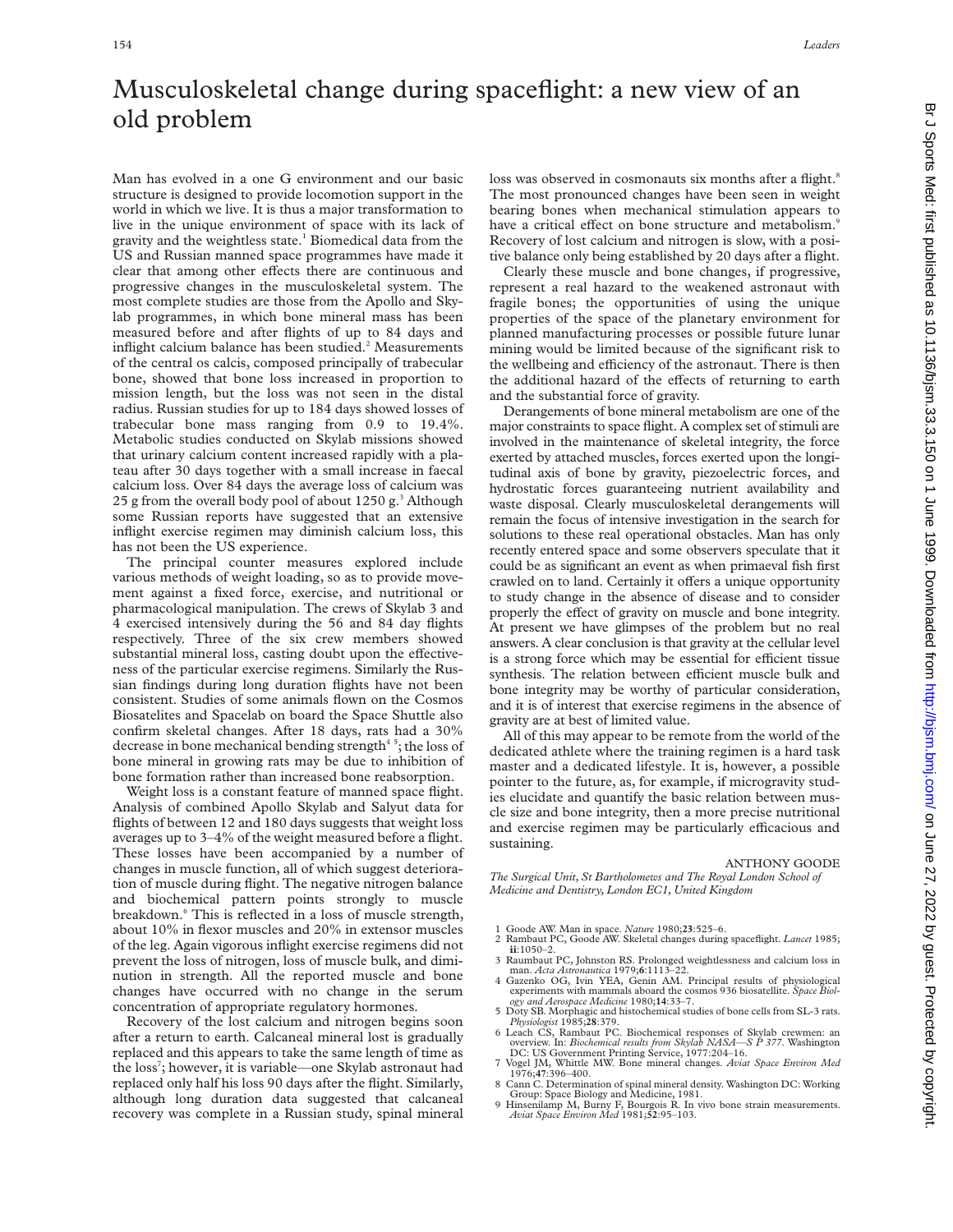# Musculoskeletal change during spaceflight: a new view of an old problem

Man has evolved in a one G environment and our basic structure is designed to provide locomotion support in the world in which we live. It is thus a major transformation to live in the unique environment of space with its lack of gravity and the weightless state.[1] Biomedical data from the US and Russian manned space programmes have made it clear that among other effects there are continuous and progressive changes in the musculoskeletal system. The most complete studies are those from the Apollo and Skylab programmes, in which bone mineral mass has been measured before and after flights of up to 84 days and inflight calcium balance has been studied.[2] Measurements of the central os calcis, composed principally of trabecular bone, showed that bone loss increased in proportion to mission length, but the loss was not seen in the distal radius. Russian studies for up to 184 days showed losses of trabecular bone mass ranging from 0.9 to 19.4%. Metabolic studies conducted on Skylab missions showed that urinary calcium content increased rapidly with a plateau after 30 days together with a small increase in faecal calcium loss. Over 84 days the average loss of calcium was 25 g from the overall body pool of about 1250 g.[3] Although some Russian reports have suggested that an extensive inflight exercise regimen may diminish calcium loss, this has not been the US experience.

The principal counter measures explored include various methods of weight loading, so as to provide movement against a fixed force, exercise, and nutritional or pharmacological manipulation. The crews of Skylab 3 and 4 exercised intensively during the 56 and 84 day flights respectively. Three of the six crew members showed substantial mineral loss, casting doubt upon the effectiveness of the particular exercise regimens. Similarly the Russian findings during long duration flights have not been consistent. Studies of some animals flown on the Cosmos Biosatelites and Spacelab on board the Space Shuttle also confirm skeletal changes. After 18 days, rats had a 30% decrease in bone mechanical bending strength[4 5]; the loss of bone mineral in growing rats may be due to inhibition of bone formation rather than increased bone reabsorption.

Weight loss is a constant feature of manned space flight. Analysis of combined Apollo Skylab and Salyut data for flights of between 12 and 180 days suggests that weight loss averages up to 3–4% of the weight measured before a flight. These losses have been accompanied by a number of changes in muscle function, all of which suggest deterioration of muscle during flight. The negative nitrogen balance and biochemical pattern points strongly to muscle breakdown.[6] This is reflected in a loss of muscle strength, about 10% in flexor muscles and 20% in extensor muscles of the leg. Again vigorous inflight exercise regimens did not prevent the loss of nitrogen, loss of muscle bulk, and diminution in strength. All the reported muscle and bone changes have occurred with no change in the serum concentration of appropriate regulatory hormones.

Recovery of the lost calcium and nitrogen begins soon after a return to earth. Calcaneal mineral lost is gradually replaced and this appears to take the same length of time as the loss[7]; however, it is variable—one Skylab astronaut had replaced only half his loss 90 days after the flight. Similarly, although long duration data suggested that calcaneal recovery was complete in a Russian study, spinal mineral loss was observed in cosmonauts six months after a flight.[8] The most pronounced changes have been seen in weight bearing bones when mechanical stimulation appears to have a critical effect on bone structure and metabolism.[9] Recovery of lost calcium and nitrogen is slow, with a positive balance only being established by 20 days after a flight.

Clearly these muscle and bone changes, if progressive, represent a real hazard to the weakened astronaut with fragile bones; the opportunities of using the unique properties of the space of the planetary environment for planned manufacturing processes or possible future lunar mining would be limited because of the significant risk to the wellbeing and efficiency of the astronaut. There is then the additional hazard of the effects of returning to earth and the substantial force of gravity.

Derangements of bone mineral metabolism are one of the major constraints to space flight. A complex set of stimuli are involved in the maintenance of skeletal integrity, the force exerted by attached muscles, forces exerted upon the longitudinal axis of bone by gravity, piezoelectric forces, and hydrostatic forces guaranteeing nutrient availability and waste disposal. Clearly musculoskeletal derangements will remain the focus of intensive investigation in the search for solutions to these real operational obstacles. Man has only recently entered space and some observers speculate that it could be as significant an event as when primaeval fish first crawled on to land. Certainly it offers a unique opportunity to study change in the absence of disease and to consider properly the effect of gravity on muscle and bone integrity. At present we have glimpses of the problem but no real answers. A clear conclusion is that gravity at the cellular level is a strong force which may be essential for efficient tissue synthesis. The relation between efficient muscle bulk and bone integrity may be worthy of particular consideration, and it is of interest that exercise regimens in the absence of gravity are at best of limited value.

All of this may appear to be remote from the world of the dedicated athlete where the training regimen is a hard task master and a dedicated lifestyle. It is, however, a possible pointer to the future, as, for example, if microgravity studies elucidate and quantify the basic relation between muscle size and bone integrity, then a more precise nutritional and exercise regimen may be particularly efficacious and sustaining.

ANTHONY GOODE

*The Surgical Unit, St Bartholomews and The Royal London School of Medicine and Dentistry, London EC1, United Kingdom*

1 Goode AW. Man in space. *Nature* 1980;**23**:525–6.
2 Rambaut PC, Goode AW. Skeletal changes during spaceflight. *Lancet* 1985; **ii**:1050–2.
3 Raumbaut PC, Johnston RS. Prolonged weightlessness and calcium loss in man. *Acta Astronautica* 1979;**6**:1113–22.
4 Gazenko OG, Ivin YEA, Genin AM. Principal results of physiological experiments with mammals aboard the cosmos 936 biosatellite. *Space Biology and Aerospace Medicine* 1980;**14**:33–7.
5 Doty SB. Morphagic and histochemical studies of bone cells from SL-3 rats. *Physiologist* 1985;**28**:379.
6 Leach CS, Rambaut PC. Biochemical responses of Skylab crewmen: an overview. In: *Biochemical results from Skylab NASA—S P 377*. Washington DC: US Government Printing Service, 1977:204–16.
7 Vogel JM, Whittle MW. Bone mineral changes. *Aviat Space Environ Med* 1976;**47**:396–400.
8 Cann C. Determination of spinal mineral density. Washington DC: Working Group: Space Biology and Medicine, 1981.
9 Hinsenilamp M, Burny F, Bourgois R. In vivo bone strain measurements. *Aviat Space Environ Med* 1981;**52**:95–103.